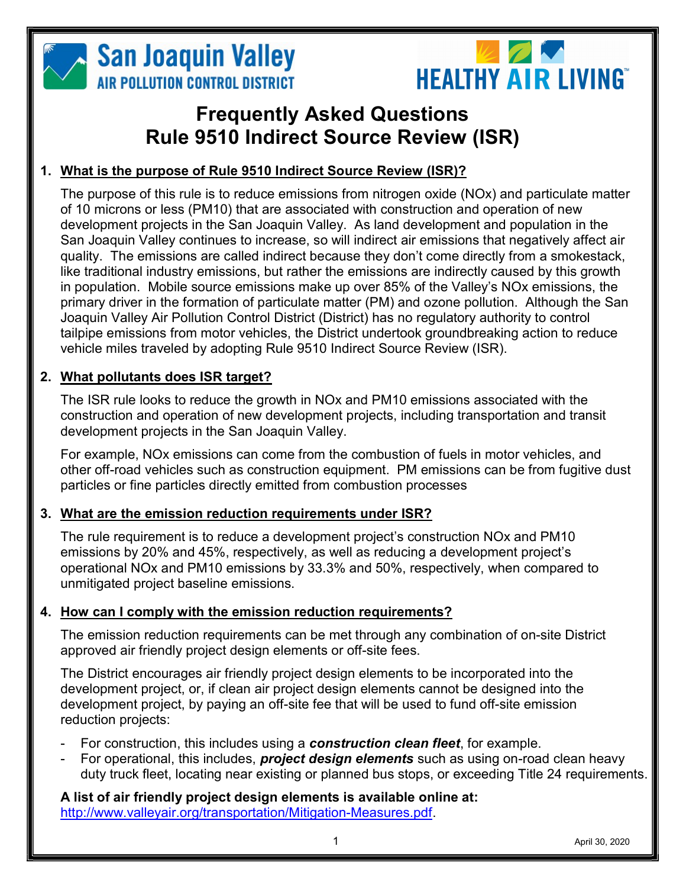San Joaquin Valley AIR POLLUTION CONTROL DISTRICT

HEALTHY AIR LIVING™

# Frequently Asked Questions
# Rule 9510 Indirect Source Review (ISR)

## 1. What is the purpose of Rule 9510 Indirect Source Review (ISR)?

The purpose of this rule is to reduce emissions from nitrogen oxide (NOx) and particulate matter of 10 microns or less (PM10) that are associated with construction and operation of new development projects in the San Joaquin Valley. As land development and population in the San Joaquin Valley continues to increase, so will indirect air emissions that negatively affect air quality. The emissions are called indirect because they don't come directly from a smokestack, like traditional industry emissions, but rather the emissions are indirectly caused by this growth in population. Mobile source emissions make up over 85% of the Valley's NOx emissions, the primary driver in the formation of particulate matter (PM) and ozone pollution. Although the San Joaquin Valley Air Pollution Control District (District) has no regulatory authority to control tailpipe emissions from motor vehicles, the District undertook groundbreaking action to reduce vehicle miles traveled by adopting Rule 9510 Indirect Source Review (ISR).

## 2. What pollutants does ISR target?

The ISR rule looks to reduce the growth in NOx and PM10 emissions associated with the construction and operation of new development projects, including transportation and transit development projects in the San Joaquin Valley.

For example, NOx emissions can come from the combustion of fuels in motor vehicles, and other off-road vehicles such as construction equipment. PM emissions can be from fugitive dust particles or fine particles directly emitted from combustion processes

## 3. What are the emission reduction requirements under ISR?

The rule requirement is to reduce a development project's construction NOx and PM10 emissions by 20% and 45%, respectively, as well as reducing a development project's operational NOx and PM10 emissions by 33.3% and 50%, respectively, when compared to unmitigated project baseline emissions.

## 4. How can I comply with the emission reduction requirements?

The emission reduction requirements can be met through any combination of on-site District approved air friendly project design elements or off-site fees.

The District encourages air friendly project design elements to be incorporated into the development project, or, if clean air project design elements cannot be designed into the development project, by paying an off-site fee that will be used to fund off-site emission reduction projects:

- For construction, this includes using a ***construction clean fleet***, for example.
- For operational, this includes, ***project design elements*** such as using on-road clean heavy duty truck fleet, locating near existing or planned bus stops, or exceeding Title 24 requirements.

**A list of air friendly project design elements is available online at:**
http://www.valleyair.org/transportation/Mitigation-Measures.pdf.

April 30, 2020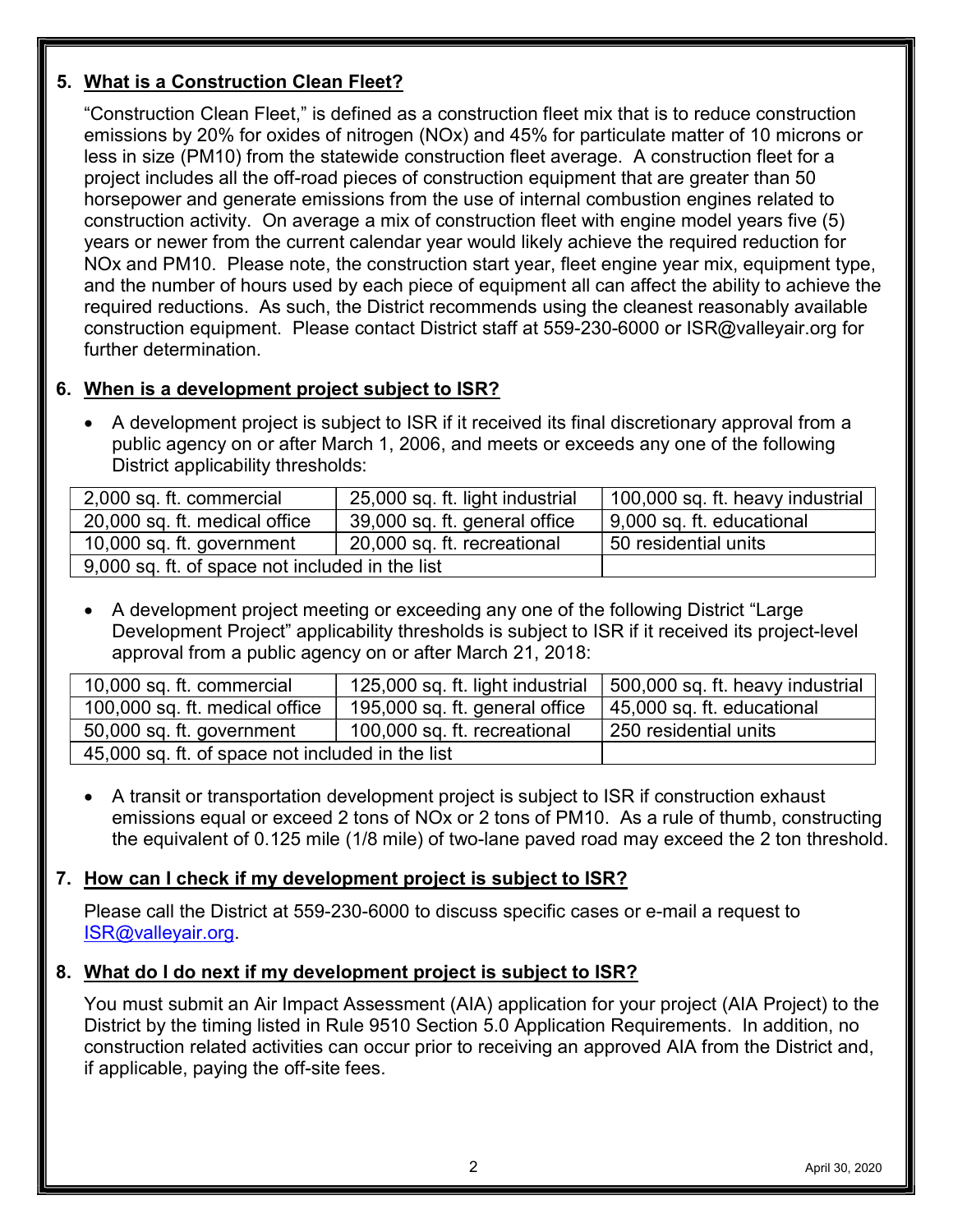## 5. What is a Construction Clean Fleet?

"Construction Clean Fleet," is defined as a construction fleet mix that is to reduce construction emissions by 20% for oxides of nitrogen (NOx) and 45% for particulate matter of 10 microns or less in size (PM10) from the statewide construction fleet average. A construction fleet for a project includes all the off-road pieces of construction equipment that are greater than 50 horsepower and generate emissions from the use of internal combustion engines related to construction activity. On average a mix of construction fleet with engine model years five (5) years or newer from the current calendar year would likely achieve the required reduction for NOx and PM10. Please note, the construction start year, fleet engine year mix, equipment type, and the number of hours used by each piece of equipment all can affect the ability to achieve the required reductions. As such, the District recommends using the cleanest reasonably available construction equipment. Please contact District staff at 559-230-6000 or ISR@valleyair.org for further determination.

## 6. When is a development project subject to ISR?

- A development project is subject to ISR if it received its final discretionary approval from a public agency on or after March 1, 2006, and meets or exceeds any one of the following District applicability thresholds:

| | | |
|---|---|---|
| 2,000 sq. ft. commercial | 25,000 sq. ft. light industrial | 100,000 sq. ft. heavy industrial |
| 20,000 sq. ft. medical office | 39,000 sq. ft. general office | 9,000 sq. ft. educational |
| 10,000 sq. ft. government | 20,000 sq. ft. recreational | 50 residential units |
| 9,000 sq. ft. of space not included in the list | | |

- A development project meeting or exceeding any one of the following District "Large Development Project" applicability thresholds is subject to ISR if it received its project-level approval from a public agency on or after March 21, 2018:

| | | |
|---|---|---|
| 10,000 sq. ft. commercial | 125,000 sq. ft. light industrial | 500,000 sq. ft. heavy industrial |
| 100,000 sq. ft. medical office | 195,000 sq. ft. general office | 45,000 sq. ft. educational |
| 50,000 sq. ft. government | 100,000 sq. ft. recreational | 250 residential units |
| 45,000 sq. ft. of space not included in the list | | |

- A transit or transportation development project is subject to ISR if construction exhaust emissions equal or exceed 2 tons of NOx or 2 tons of PM10. As a rule of thumb, constructing the equivalent of 0.125 mile (1/8 mile) of two-lane paved road may exceed the 2 ton threshold.

## 7. How can I check if my development project is subject to ISR?

Please call the District at 559-230-6000 to discuss specific cases or e-mail a request to ISR@valleyair.org.

## 8. What do I do next if my development project is subject to ISR?

You must submit an Air Impact Assessment (AIA) application for your project (AIA Project) to the District by the timing listed in Rule 9510 Section 5.0 Application Requirements. In addition, no construction related activities can occur prior to receiving an approved AIA from the District and, if applicable, paying the off-site fees.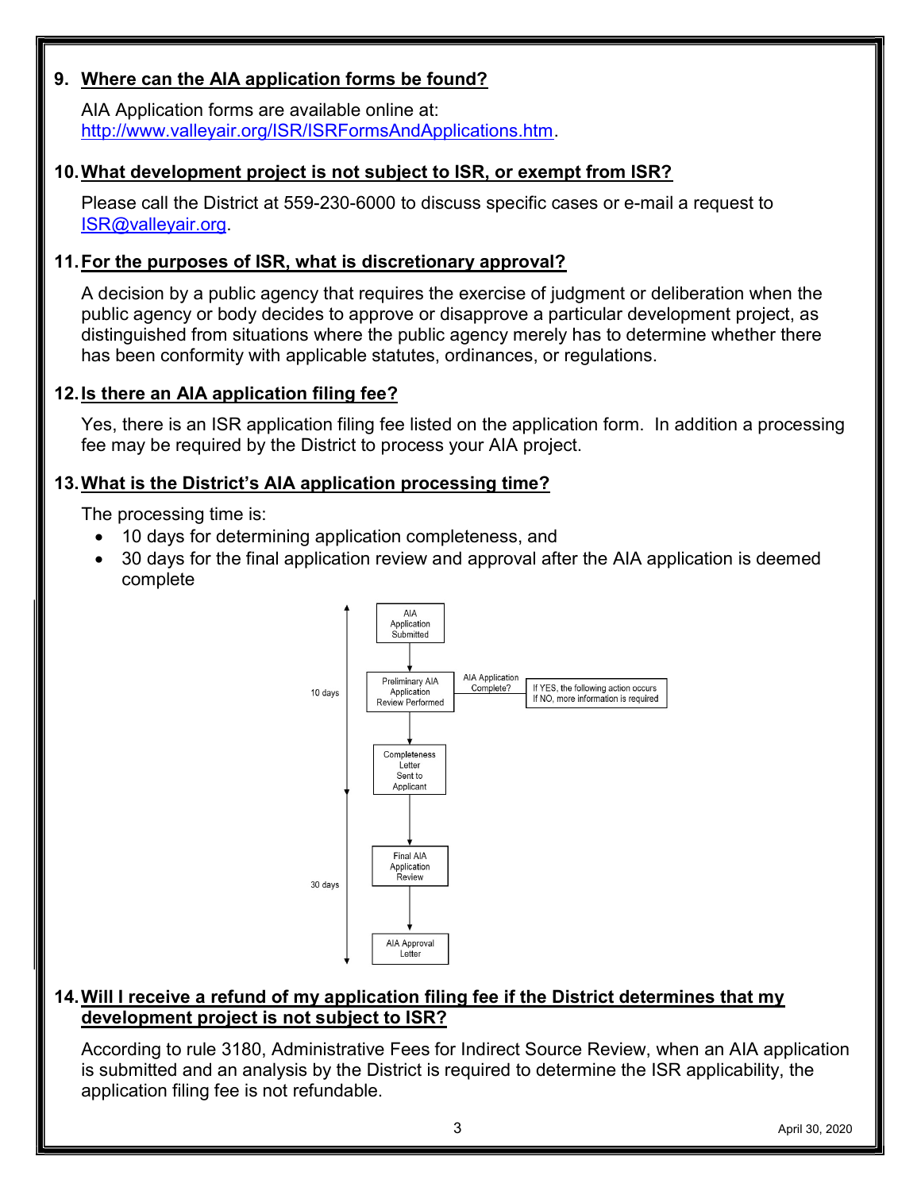## 9. Where can the AIA application forms be found?

AIA Application forms are available online at: http://www.valleyair.org/ISR/ISRFormsAndApplications.htm.

## 10. What development project is not subject to ISR, or exempt from ISR?

Please call the District at 559-230-6000 to discuss specific cases or e-mail a request to ISR@valleyair.org.

## 11. For the purposes of ISR, what is discretionary approval?

A decision by a public agency that requires the exercise of judgment or deliberation when the public agency or body decides to approve or disapprove a particular development project, as distinguished from situations where the public agency merely has to determine whether there has been conformity with applicable statutes, ordinances, or regulations.

## 12. Is there an AIA application filing fee?

Yes, there is an ISR application filing fee listed on the application form. In addition a processing fee may be required by the District to process your AIA project.

## 13. What is the District's AIA application processing time?

The processing time is:

- 10 days for determining application completeness, and
- 30 days for the final application review and approval after the AIA application is deemed complete

10 days:
- AIA Application Submitted
- Preliminary AIA Application Review Performed — AIA Application Complete? (If YES, the following action occurs / If NO, more information is required)
- Completeness Letter Sent to Applicant

30 days:
- Final AIA Application Review
- AIA Approval Letter

## 14. Will I receive a refund of my application filing fee if the District determines that my development project is not subject to ISR?

According to rule 3180, Administrative Fees for Indirect Source Review, when an AIA application is submitted and an analysis by the District is required to determine the ISR applicability, the application filing fee is not refundable.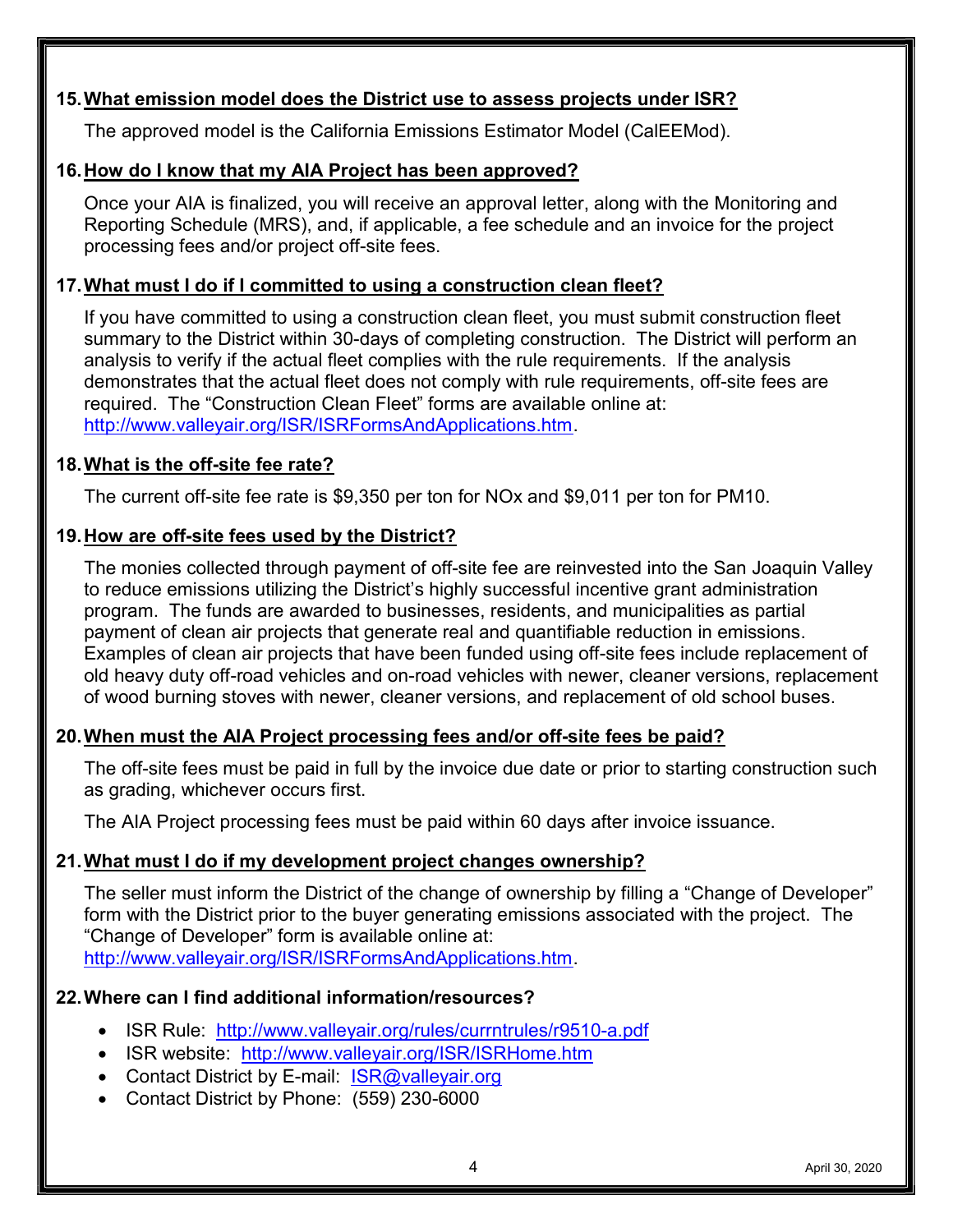### 15. What emission model does the District use to assess projects under ISR?

The approved model is the California Emissions Estimator Model (CalEEMod).

### 16. How do I know that my AIA Project has been approved?

Once your AIA is finalized, you will receive an approval letter, along with the Monitoring and Reporting Schedule (MRS), and, if applicable, a fee schedule and an invoice for the project processing fees and/or project off-site fees.

### 17. What must I do if I committed to using a construction clean fleet?

If you have committed to using a construction clean fleet, you must submit construction fleet summary to the District within 30-days of completing construction. The District will perform an analysis to verify if the actual fleet complies with the rule requirements. If the analysis demonstrates that the actual fleet does not comply with rule requirements, off-site fees are required. The "Construction Clean Fleet" forms are available online at: [http://www.valleyair.org/ISR/ISRFormsAndApplications.htm](http://www.valleyair.org/ISR/ISRFormsAndApplications.htm).

### 18. What is the off-site fee rate?

The current off-site fee rate is $9,350 per ton for NOx and $9,011 per ton for PM10.

### 19. How are off-site fees used by the District?

The monies collected through payment of off-site fee are reinvested into the San Joaquin Valley to reduce emissions utilizing the District's highly successful incentive grant administration program. The funds are awarded to businesses, residents, and municipalities as partial payment of clean air projects that generate real and quantifiable reduction in emissions. Examples of clean air projects that have been funded using off-site fees include replacement of old heavy duty off-road vehicles and on-road vehicles with newer, cleaner versions, replacement of wood burning stoves with newer, cleaner versions, and replacement of old school buses.

### 20. When must the AIA Project processing fees and/or off-site fees be paid?

The off-site fees must be paid in full by the invoice due date or prior to starting construction such as grading, whichever occurs first.

The AIA Project processing fees must be paid within 60 days after invoice issuance.

### 21. What must I do if my development project changes ownership?

The seller must inform the District of the change of ownership by filling a "Change of Developer" form with the District prior to the buyer generating emissions associated with the project. The "Change of Developer" form is available online at: [http://www.valleyair.org/ISR/ISRFormsAndApplications.htm](http://www.valleyair.org/ISR/ISRFormsAndApplications.htm).

### 22. Where can I find additional information/resources?

- ISR Rule: [http://www.valleyair.org/rules/currntrules/r9510-a.pdf](http://www.valleyair.org/rules/currntrules/r9510-a.pdf)
- ISR website: [http://www.valleyair.org/ISR/ISRHome.htm](http://www.valleyair.org/ISR/ISRHome.htm)
- Contact District by E-mail: [ISR@valleyair.org](mailto:ISR@valleyair.org)
- Contact District by Phone: (559) 230-6000

April 30, 2020